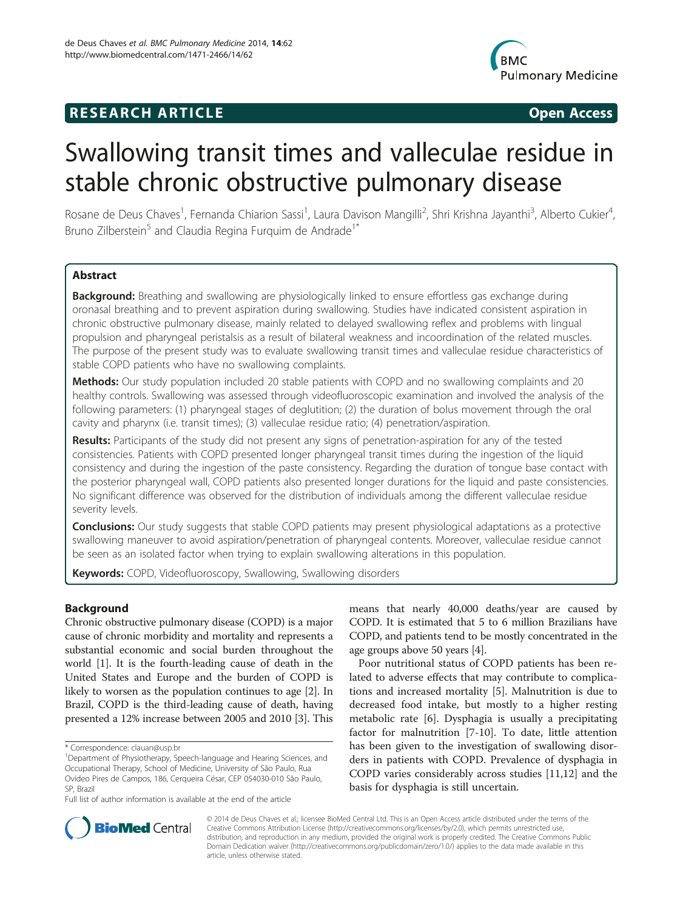RESEARCH ARTICLE Open Access

# Swallowing transit times and valleculae residue in stable chronic obstructive pulmonary disease

Rosane de Deus Chaves[1], Fernanda Chiarion Sassi[1], Laura Davison Mangilli[2], Shri Krishna Jayanthi[3], Alberto Cukier[4], Bruno Zilberstein[5] and Claudia Regina Furquim de Andrade[1*]

## Abstract

**Background:** Breathing and swallowing are physiologically linked to ensure effortless gas exchange during oronasal breathing and to prevent aspiration during swallowing. Studies have indicated consistent aspiration in chronic obstructive pulmonary disease, mainly related to delayed swallowing reflex and problems with lingual propulsion and pharyngeal peristalsis as a result of bilateral weakness and incoordination of the related muscles. The purpose of the present study was to evaluate swallowing transit times and valleculae residue characteristics of stable COPD patients who have no swallowing complaints.

**Methods:** Our study population included 20 stable patients with COPD and no swallowing complaints and 20 healthy controls. Swallowing was assessed through videofluoroscopic examination and involved the analysis of the following parameters: (1) pharyngeal stages of deglutition; (2) the duration of bolus movement through the oral cavity and pharynx (i.e. transit times); (3) valleculae residue ratio; (4) penetration/aspiration.

**Results:** Participants of the study did not present any signs of penetration-aspiration for any of the tested consistencies. Patients with COPD presented longer pharyngeal transit times during the ingestion of the liquid consistency and during the ingestion of the paste consistency. Regarding the duration of tongue base contact with the posterior pharyngeal wall, COPD patients also presented longer durations for the liquid and paste consistencies. No significant difference was observed for the distribution of individuals among the different valleculae residue severity levels.

**Conclusions:** Our study suggests that stable COPD patients may present physiological adaptations as a protective swallowing maneuver to avoid aspiration/penetration of pharyngeal contents. Moreover, valleculae residue cannot be seen as an isolated factor when trying to explain swallowing alterations in this population.

**Keywords:** COPD, Videofluoroscopy, Swallowing, Swallowing disorders

## Background

Chronic obstructive pulmonary disease (COPD) is a major cause of chronic morbidity and mortality and represents a substantial economic and social burden throughout the world [1]. It is the fourth-leading cause of death in the United States and Europe and the burden of COPD is likely to worsen as the population continues to age [2]. In Brazil, COPD is the third-leading cause of death, having presented a 12% increase between 2005 and 2010 [3]. This means that nearly 40,000 deaths/year are caused by COPD. It is estimated that 5 to 6 million Brazilians have COPD, and patients tend to be mostly concentrated in the age groups above 50 years [4].

Poor nutritional status of COPD patients has been related to adverse effects that may contribute to complications and increased mortality [5]. Malnutrition is due to decreased food intake, but mostly to a higher resting metabolic rate [6]. Dysphagia is usually a precipitating factor for malnutrition [7-10]. To date, little attention has been given to the investigation of swallowing disorders in patients with COPD. Prevalence of dysphagia in COPD varies considerably across studies [11,12] and the basis for dysphagia is still uncertain.

\* Correspondence: clauan@usp.br

[1]Department of Physiotherapy, Speech-language and Hearing Sciences, and Occupational Therapy, School of Medicine, University of São Paulo, Rua Ovídeo Pires de Campos, 186, Cerqueira César, CEP 054030-010 São Paulo, SP, Brazil

Full list of author information is available at the end of the article

© 2014 de Deus Chaves et al.; licensee BioMed Central Ltd. This is an Open Access article distributed under the terms of the Creative Commons Attribution License (http://creativecommons.org/licenses/by/2.0), which permits unrestricted use, distribution, and reproduction in any medium, provided the original work is properly credited. The Creative Commons Public Domain Dedication waiver (http://creativecommons.org/publicdomain/zero/1.0/) applies to the data made available in this article, unless otherwise stated.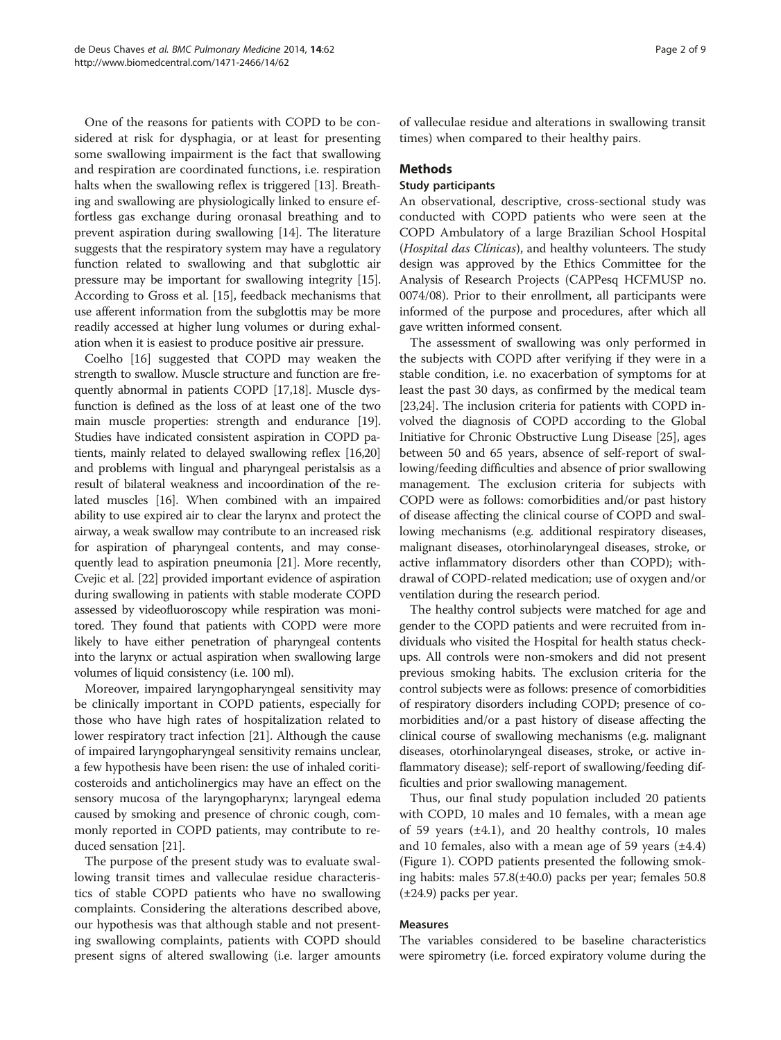One of the reasons for patients with COPD to be considered at risk for dysphagia, or at least for presenting some swallowing impairment is the fact that swallowing and respiration are coordinated functions, i.e. respiration halts when the swallowing reflex is triggered [13]. Breathing and swallowing are physiologically linked to ensure effortless gas exchange during oronasal breathing and to prevent aspiration during swallowing [14]. The literature suggests that the respiratory system may have a regulatory function related to swallowing and that subglottic air pressure may be important for swallowing integrity [15]. According to Gross et al. [15], feedback mechanisms that use afferent information from the subglottis may be more readily accessed at higher lung volumes or during exhalation when it is easiest to produce positive air pressure.

Coelho [16] suggested that COPD may weaken the strength to swallow. Muscle structure and function are frequently abnormal in patients COPD [17,18]. Muscle dysfunction is defined as the loss of at least one of the two main muscle properties: strength and endurance [19]. Studies have indicated consistent aspiration in COPD patients, mainly related to delayed swallowing reflex [16,20] and problems with lingual and pharyngeal peristalsis as a result of bilateral weakness and incoordination of the related muscles [16]. When combined with an impaired ability to use expired air to clear the larynx and protect the airway, a weak swallow may contribute to an increased risk for aspiration of pharyngeal contents, and may consequently lead to aspiration pneumonia [21]. More recently, Cvejic et al. [22] provided important evidence of aspiration during swallowing in patients with stable moderate COPD assessed by videofluoroscopy while respiration was monitored. They found that patients with COPD were more likely to have either penetration of pharyngeal contents into the larynx or actual aspiration when swallowing large volumes of liquid consistency (i.e. 100 ml).

Moreover, impaired laryngopharyngeal sensitivity may be clinically important in COPD patients, especially for those who have high rates of hospitalization related to lower respiratory tract infection [21]. Although the cause of impaired laryngopharyngeal sensitivity remains unclear, a few hypothesis have been risen: the use of inhaled coriticosteroids and anticholinergics may have an effect on the sensory mucosa of the laryngopharynx; laryngeal edema caused by smoking and presence of chronic cough, commonly reported in COPD patients, may contribute to reduced sensation [21].

The purpose of the present study was to evaluate swallowing transit times and valleculae residue characteristics of stable COPD patients who have no swallowing complaints. Considering the alterations described above, our hypothesis was that although stable and not presenting swallowing complaints, patients with COPD should present signs of altered swallowing (i.e. larger amounts of valleculae residue and alterations in swallowing transit times) when compared to their healthy pairs.

## Methods

### Study participants

An observational, descriptive, cross-sectional study was conducted with COPD patients who were seen at the COPD Ambulatory of a large Brazilian School Hospital (*Hospital das Clínicas*), and healthy volunteers. The study design was approved by the Ethics Committee for the Analysis of Research Projects (CAPPesq HCFMUSP no. 0074/08). Prior to their enrollment, all participants were informed of the purpose and procedures, after which all gave written informed consent.

The assessment of swallowing was only performed in the subjects with COPD after verifying if they were in a stable condition, i.e. no exacerbation of symptoms for at least the past 30 days, as confirmed by the medical team [23,24]. The inclusion criteria for patients with COPD involved the diagnosis of COPD according to the Global Initiative for Chronic Obstructive Lung Disease [25], ages between 50 and 65 years, absence of self-report of swallowing/feeding difficulties and absence of prior swallowing management. The exclusion criteria for subjects with COPD were as follows: comorbidities and/or past history of disease affecting the clinical course of COPD and swallowing mechanisms (e.g. additional respiratory diseases, malignant diseases, otorhinolaryngeal diseases, stroke, or active inflammatory disorders other than COPD); withdrawal of COPD-related medication; use of oxygen and/or ventilation during the research period.

The healthy control subjects were matched for age and gender to the COPD patients and were recruited from individuals who visited the Hospital for health status checkups. All controls were non-smokers and did not present previous smoking habits. The exclusion criteria for the control subjects were as follows: presence of comorbidities of respiratory disorders including COPD; presence of comorbidities and/or a past history of disease affecting the clinical course of swallowing mechanisms (e.g. malignant diseases, otorhinolaryngeal diseases, stroke, or active inflammatory disease); self-report of swallowing/feeding difficulties and prior swallowing management.

Thus, our final study population included 20 patients with COPD, 10 males and 10 females, with a mean age of 59 years (±4.1), and 20 healthy controls, 10 males and 10 females, also with a mean age of 59 years (±4.4) (Figure 1). COPD patients presented the following smoking habits: males 57.8(±40.0) packs per year; females 50.8 (±24.9) packs per year.

### Measures

The variables considered to be baseline characteristics were spirometry (i.e. forced expiratory volume during the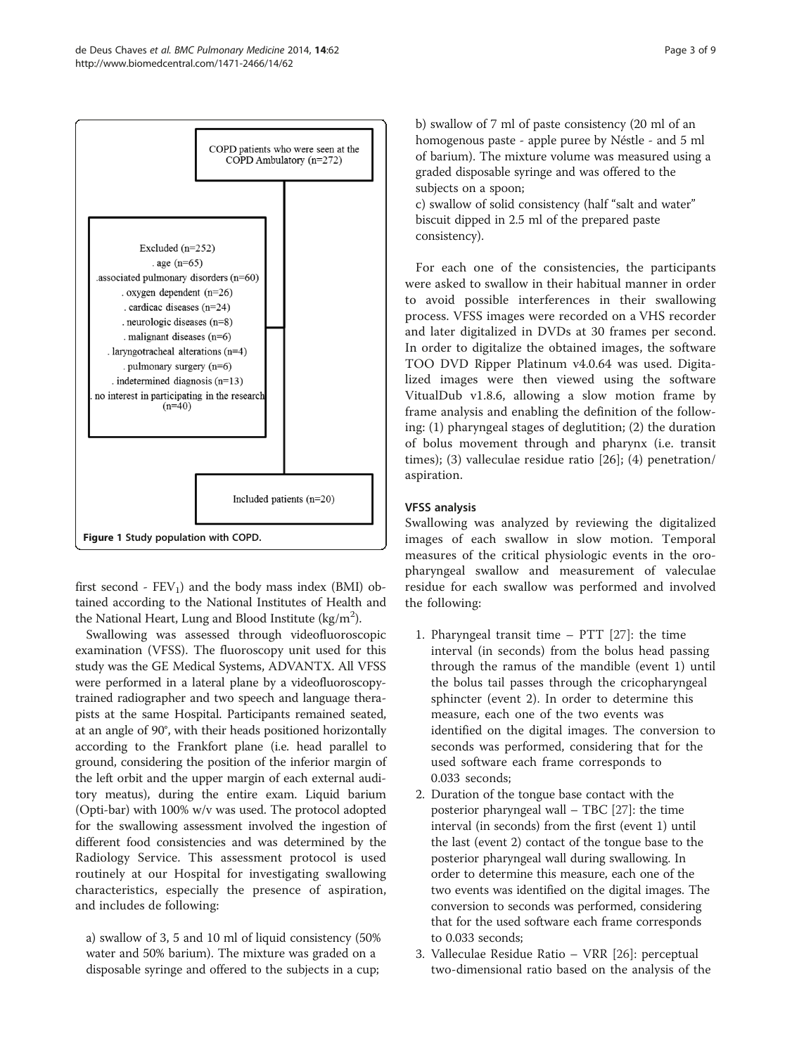COPD patients who were seen at the COPD Ambulatory (n=272)

Excluded (n=252)
. age (n=65)
. associated pulmonary disorders (n=60)
. oxygen dependent (n=26)
. cardiac diseases (n=24)
. neurologic diseases (n=8)
. malignant diseases (n=6)
. laryngotracheal alterations (n=4)
. pulmonary surgery (n=6)
. indetermined diagnosis (n=13)
. no interest in participating in the research (n=40)

Included patients (n=20)

**Figure 1 Study population with COPD.**

first second - $FEV_1$) and the body mass index (BMI) obtained according to the National Institutes of Health and the National Heart, Lung and Blood Institute (kg/m$^2$).

Swallowing was assessed through videofluoroscopic examination (VFSS). The fluoroscopy unit used for this study was the GE Medical Systems, ADVANTX. All VFSS were performed in a lateral plane by a videofluoroscopy-trained radiographer and two speech and language therapists at the same Hospital. Participants remained seated, at an angle of 90°, with their heads positioned horizontally according to the Frankfort plane (i.e. head parallel to ground, considering the position of the inferior margin of the left orbit and the upper margin of each external auditory meatus), during the entire exam. Liquid barium (Opti-bar) with 100% w/v was used. The protocol adopted for the swallowing assessment involved the ingestion of different food consistencies and was determined by the Radiology Service. This assessment protocol is used routinely at our Hospital for investigating swallowing characteristics, especially the presence of aspiration, and includes de following:

a) swallow of 3, 5 and 10 ml of liquid consistency (50% water and 50% barium). The mixture was graded on a disposable syringe and offered to the subjects in a cup;

b) swallow of 7 ml of paste consistency (20 ml of an homogenous paste - apple puree by Néstle - and 5 ml of barium). The mixture volume was measured using a graded disposable syringe and was offered to the subjects on a spoon;

c) swallow of solid consistency (half "salt and water" biscuit dipped in 2.5 ml of the prepared paste consistency).

For each one of the consistencies, the participants were asked to swallow in their habitual manner in order to avoid possible interferences in their swallowing process. VFSS images were recorded on a VHS recorder and later digitalized in DVDs at 30 frames per second. In order to digitalize the obtained images, the software TOO DVD Ripper Platinum v4.0.64 was used. Digitalized images were then viewed using the software VitualDub v1.8.6, allowing a slow motion frame by frame analysis and enabling the definition of the following: (1) pharyngeal stages of deglutition; (2) the duration of bolus movement through and pharynx (i.e. transit times); (3) valleculae residue ratio [26]; (4) penetration/aspiration.

### VFSS analysis

Swallowing was analyzed by reviewing the digitalized images of each swallow in slow motion. Temporal measures of the critical physiologic events in the oropharyngeal swallow and measurement of valeculae residue for each swallow was performed and involved the following:

1. Pharyngeal transit time – PTT [27]: the time interval (in seconds) from the bolus head passing through the ramus of the mandible (event 1) until the bolus tail passes through the cricopharyngeal sphincter (event 2). In order to determine this measure, each one of the two events was identified on the digital images. The conversion to seconds was performed, considering that for the used software each frame corresponds to 0.033 seconds;
2. Duration of the tongue base contact with the posterior pharyngeal wall – TBC [27]: the time interval (in seconds) from the first (event 1) until the last (event 2) contact of the tongue base to the posterior pharyngeal wall during swallowing. In order to determine this measure, each one of the two events was identified on the digital images. The conversion to seconds was performed, considering that for the used software each frame corresponds to 0.033 seconds;
3. Valleculae Residue Ratio – VRR [26]: perceptual two-dimensional ratio based on the analysis of the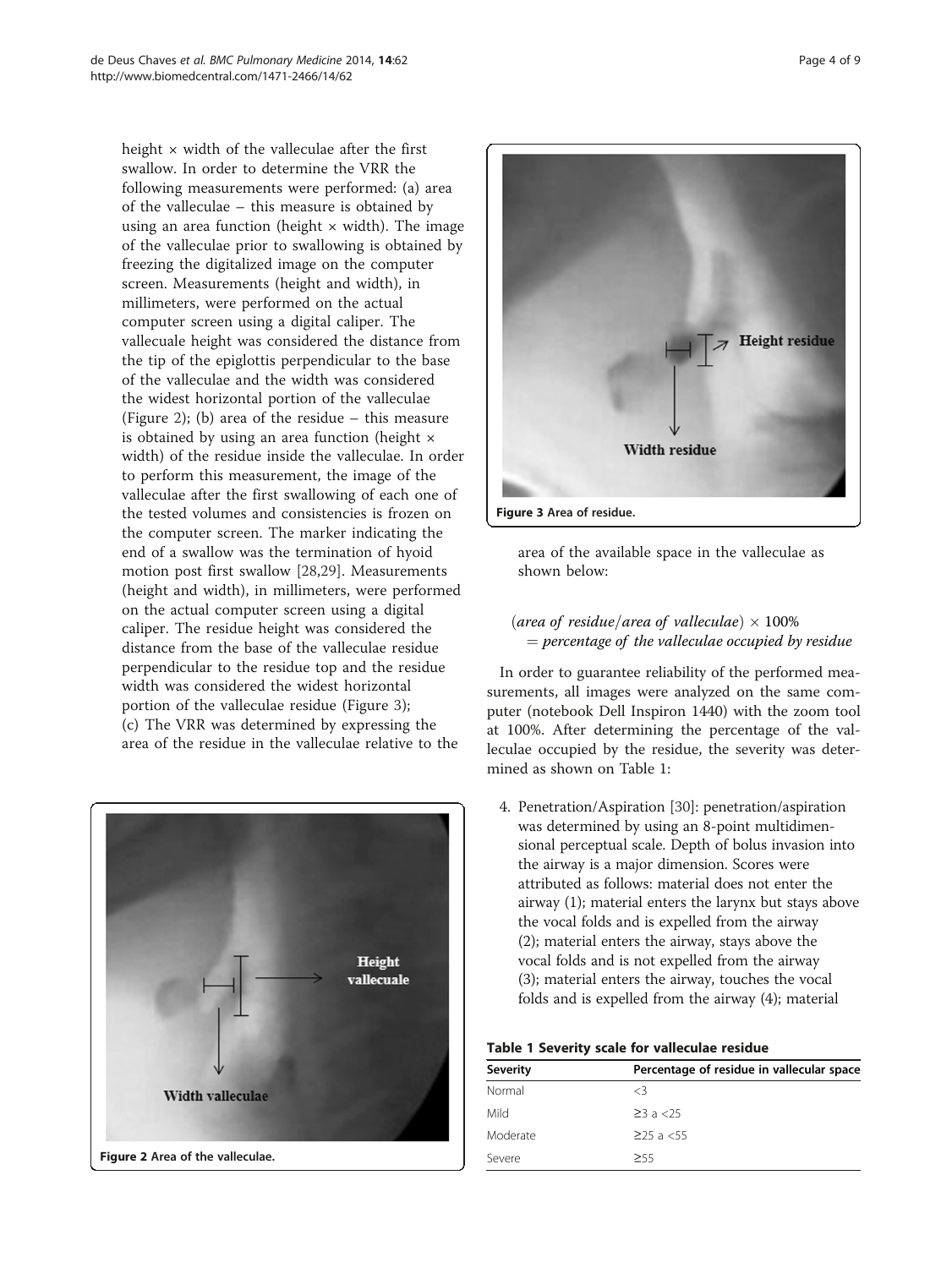height × width of the valleculae after the first swallow. In order to determine the VRR the following measurements were performed: (a) area of the valleculae – this measure is obtained by using an area function (height × width). The image of the valleculae prior to swallowing is obtained by freezing the digitalized image on the computer screen. Measurements (height and width), in millimeters, were performed on the actual computer screen using a digital caliper. The vallecuale height was considered the distance from the tip of the epiglottis perpendicular to the base of the valleculae and the width was considered the widest horizontal portion of the valleculae (Figure 2); (b) area of the residue – this measure is obtained by using an area function (height × width) of the residue inside the valleculae. In order to perform this measurement, the image of the valleculae after the first swallowing of each one of the tested volumes and consistencies is frozen on the computer screen. The marker indicating the end of a swallow was the termination of hyoid motion post first swallow [28,29]. Measurements (height and width), in millimeters, were performed on the actual computer screen using a digital caliper. The residue height was considered the distance from the base of the valleculae residue perpendicular to the residue top and the residue width was considered the widest horizontal portion of the valleculae residue (Figure 3); (c) The VRR was determined by expressing the area of the residue in the valleculae relative to the area of the available space in the valleculae as shown below:

Figure 2 Area of the valleculae.

Figure 3 Area of residue.

$$(\textit{area of residue}/\textit{area of valleculae}) \times 100\% = \textit{percentage of the valleculae occupied by residue}$$

In order to guarantee reliability of the performed measurements, all images were analyzed on the same computer (notebook Dell Inspiron 1440) with the zoom tool at 100%. After determining the percentage of the valleculae occupied by the residue, the severity was determined as shown on Table 1:

4. Penetration/Aspiration [30]: penetration/aspiration was determined by using an 8-point multidimensional perceptual scale. Depth of bolus invasion into the airway is a major dimension. Scores were attributed as follows: material does not enter the airway (1); material enters the larynx but stays above the vocal folds and is expelled from the airway (2); material enters the airway, stays above the vocal folds and is not expelled from the airway (3); material enters the airway, touches the vocal folds and is expelled from the airway (4); material

**Table 1 Severity scale for valleculae residue**

| Severity | Percentage of residue in vallecular space |
| --- | --- |
| Normal | <3 |
| Mild | ≥3 a <25 |
| Moderate | ≥25 a <55 |
| Severe | ≥55 |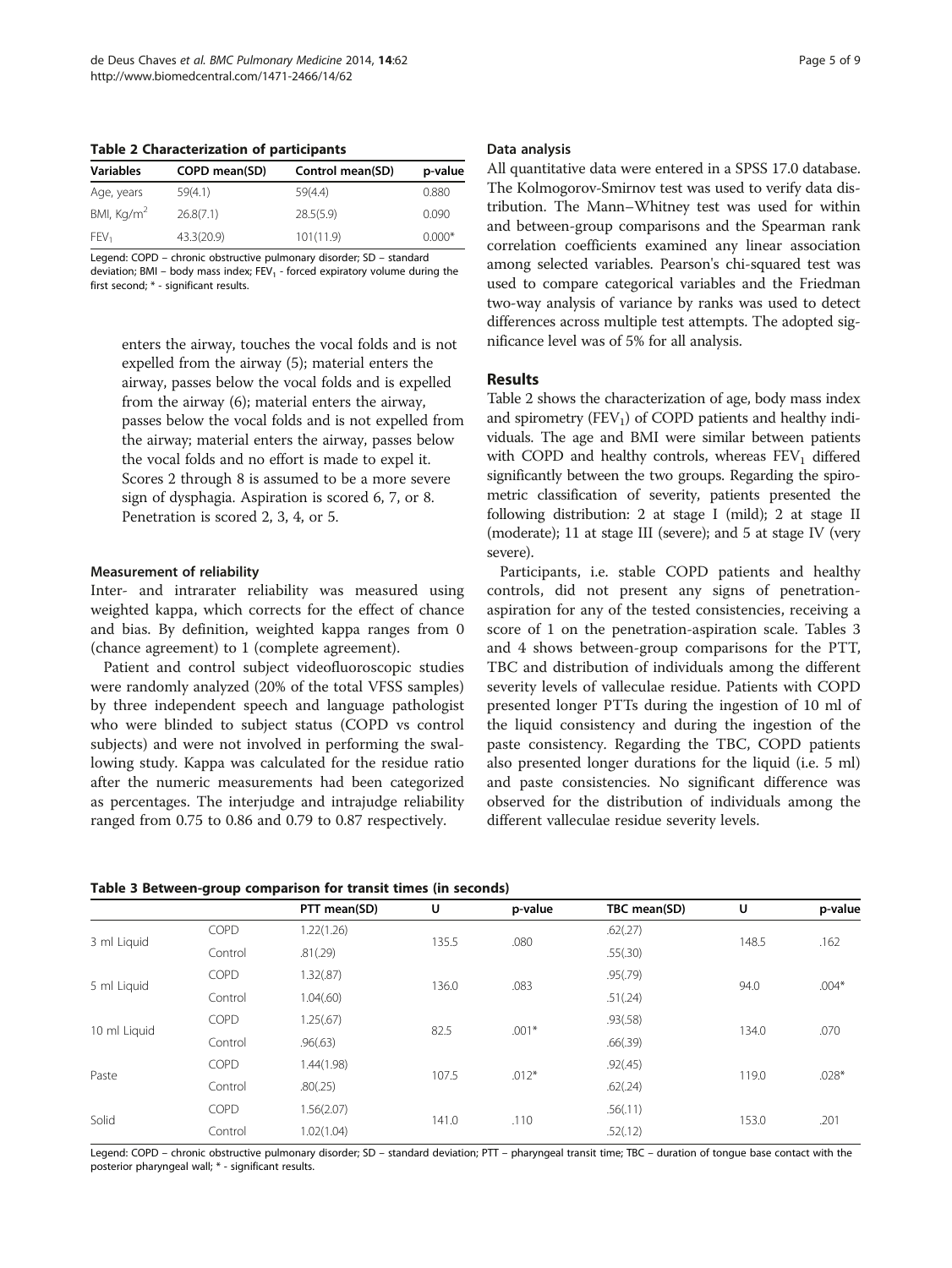**Table 2 Characterization of participants**

| Variables | COPD mean(SD) | Control mean(SD) | p-value |
|---|---|---|---|
| Age, years | 59(4.1) | 59(4.4) | 0.880 |
| BMI, $Kg/m^2$ | 26.8(7.1) | 28.5(5.9) | 0.090 |
| $FEV_1$ | 43.3(20.9) | 101(11.9) | 0.000* |

Legend: COPD – chronic obstructive pulmonary disorder; SD – standard deviation; BMI – body mass index; $FEV_1$ - forced expiratory volume during the first second; * - significant results.

enters the airway, touches the vocal folds and is not expelled from the airway (5); material enters the airway, passes below the vocal folds and is expelled from the airway (6); material enters the airway, passes below the vocal folds and is not expelled from the airway; material enters the airway, passes below the vocal folds and no effort is made to expel it. Scores 2 through 8 is assumed to be a more severe sign of dysphagia. Aspiration is scored 6, 7, or 8. Penetration is scored 2, 3, 4, or 5.

#### Measurement of reliability

Inter- and intrarater reliability was measured using weighted kappa, which corrects for the effect of chance and bias. By definition, weighted kappa ranges from 0 (chance agreement) to 1 (complete agreement).

Patient and control subject videofluoroscopic studies were randomly analyzed (20% of the total VFSS samples) by three independent speech and language pathologist who were blinded to subject status (COPD vs control subjects) and were not involved in performing the swallowing study. Kappa was calculated for the residue ratio after the numeric measurements had been categorized as percentages. The interjudge and intrajudge reliability ranged from 0.75 to 0.86 and 0.79 to 0.87 respectively.

#### Data analysis

All quantitative data were entered in a SPSS 17.0 database. The Kolmogorov-Smirnov test was used to verify data distribution. The Mann–Whitney test was used for within and between-group comparisons and the Spearman rank correlation coefficients examined any linear association among selected variables. Pearson's chi-squared test was used to compare categorical variables and the Friedman two-way analysis of variance by ranks was used to detect differences across multiple test attempts. The adopted significance level was of 5% for all analysis.

## Results

Table 2 shows the characterization of age, body mass index and spirometry ($FEV_1$) of COPD patients and healthy individuals. The age and BMI were similar between patients with COPD and healthy controls, whereas $FEV_1$ differed significantly between the two groups. Regarding the spirometric classification of severity, patients presented the following distribution: 2 at stage I (mild); 2 at stage II (moderate); 11 at stage III (severe); and 5 at stage IV (very severe).

Participants, i.e. stable COPD patients and healthy controls, did not present any signs of penetration-aspiration for any of the tested consistencies, receiving a score of 1 on the penetration-aspiration scale. Tables 3 and 4 shows between-group comparisons for the PTT, TBC and distribution of individuals among the different severity levels of valleculae residue. Patients with COPD presented longer PTTs during the ingestion of 10 ml of the liquid consistency and during the ingestion of the paste consistency. Regarding the TBC, COPD patients also presented longer durations for the liquid (i.e. 5 ml) and paste consistencies. No significant difference was observed for the distribution of individuals among the different valleculae residue severity levels.

**Table 3 Between-group comparison for transit times (in seconds)**

| | | PTT mean(SD) | U | p-value | TBC mean(SD) | U | p-value |
|---|---|---|---|---|---|---|---|
| 3 ml Liquid | COPD | 1.22(1.26) | 135.5 | .080 | .62(.27) | 148.5 | .162 |
| | Control | .81(.29) | | | .55(.30) | | |
| 5 ml Liquid | COPD | 1.32(.87) | 136.0 | .083 | .95(.79) | 94.0 | .004* |
| | Control | 1.04(.60) | | | .51(.24) | | |
| 10 ml Liquid | COPD | 1.25(.67) | 82.5 | .001* | .93(.58) | 134.0 | .070 |
| | Control | .96(.63) | | | .66(.39) | | |
| Paste | COPD | 1.44(1.98) | 107.5 | .012* | .92(.45) | 119.0 | .028* |
| | Control | .80(.25) | | | .62(.24) | | |
| Solid | COPD | 1.56(2.07) | 141.0 | .110 | .56(.11) | 153.0 | .201 |
| | Control | 1.02(1.04) | | | .52(.12) | | |

Legend: COPD – chronic obstructive pulmonary disorder; SD – standard deviation; PTT – pharyngeal transit time; TBC – duration of tongue base contact with the posterior pharyngeal wall; * - significant results.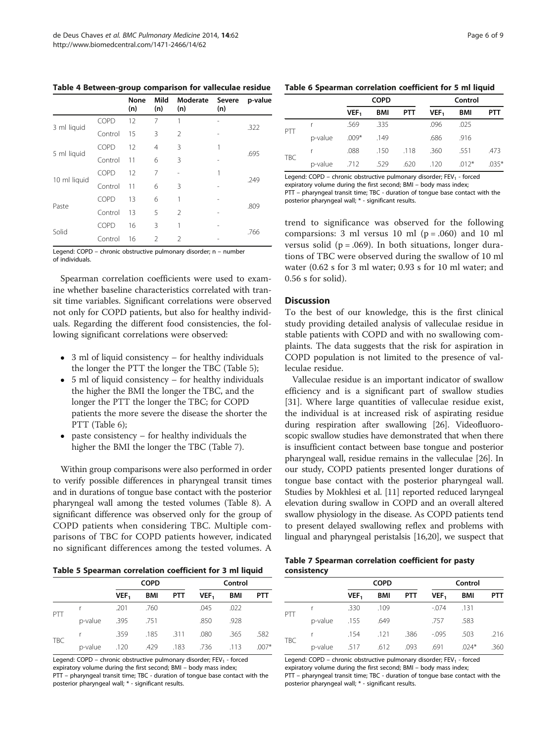**Table 4 Between-group comparison for valleculae residue**

| | | None (n) | Mild (n) | Moderate (n) | Severe (n) | p-value |
|---|---|---|---|---|---|---|
| 3 ml liquid | COPD | 12 | 7 | 1 | - | .322 |
| | Control | 15 | 3 | 2 | - | |
| 5 ml liquid | COPD | 12 | 4 | 3 | 1 | .695 |
| | Control | 11 | 6 | 3 | - | |
| 10 ml liquid | COPD | 12 | 7 | - | 1 | .249 |
| | Control | 11 | 6 | 3 | - | |
| Paste | COPD | 13 | 6 | 1 | - | .809 |
| | Control | 13 | 5 | 2 | - | |
| Solid | COPD | 16 | 3 | 1 | - | .766 |
| | Control | 16 | 2 | 2 | - | |

Legend: COPD – chronic obstructive pulmonary disorder; n – number of individuals.

Spearman correlation coefficients were used to examine whether baseline characteristics correlated with transit time variables. Significant correlations were observed not only for COPD patients, but also for healthy individuals. Regarding the different food consistencies, the following significant correlations were observed:

- 3 ml of liquid consistency – for healthy individuals the longer the PTT the longer the TBC (Table 5);
- 5 ml of liquid consistency – for healthy individuals the higher the BMI the longer the TBC, and the longer the PTT the longer the TBC; for COPD patients the more severe the disease the shorter the PTT (Table 6);
- paste consistency – for healthy individuals the higher the BMI the longer the TBC (Table 7).

Within group comparisons were also performed in order to verify possible differences in pharyngeal transit times and in durations of tongue base contact with the posterior pharyngeal wall among the tested volumes (Table 8). A significant difference was observed only for the group of COPD patients when considering TBC. Multiple comparisons of TBC for COPD patients however, indicated no significant differences among the tested volumes. A trend to significance was observed for the following comparsions: 3 ml versus 10 ml (p = .060) and 10 ml versus solid (p = .069). In both situations, longer durations of TBC were observed during the swallow of 10 ml water (0.62 s for 3 ml water; 0.93 s for 10 ml water; and 0.56 s for solid).

**Table 5 Spearman correlation coefficient for 3 ml liquid**

| | | COPD | | | Control | | |
|---|---|---|---|---|---|---|---|
| | | $VEF_1$ | BMI | PTT | $VEF_1$ | BMI | PTT |
| PTT | r | .201 | .760 | | .045 | .022 | |
| | p-value | .395 | .751 | | .850 | .928 | |
| TBC | r | .359 | .185 | .311 | .080 | .365 | .582 |
| | p-value | .120 | .429 | .183 | .736 | .113 | .007* |

Legend: COPD – chronic obstructive pulmonary disorder; $FEV_1$ - forced expiratory volume during the first second; BMI – body mass index; PTT – pharyngeal transit time; TBC - duration of tongue base contact with the posterior pharyngeal wall; * - significant results.

**Table 6 Spearman correlation coefficient for 5 ml liquid**

| | | COPD | | | Control | | |
|---|---|---|---|---|---|---|---|
| | | $VEF_1$ | BMI | PTT | $VEF_1$ | BMI | PTT |
| PTT | r | .569 | .335 | | .096 | .025 | |
| | p-value | .009* | .149 | | .686 | .916 | |
| TBC | r | .088 | .150 | .118 | .360 | .551 | .473 |
| | p-value | .712 | .529 | .620 | .120 | .012* | .035* |

Legend: COPD – chronic obstructive pulmonary disorder; $FEV_1$ - forced expiratory volume during the first second; BMI – body mass index; PTT – pharyngeal transit time; TBC - duration of tongue base contact with the posterior pharyngeal wall; * - significant results.

## Discussion

To the best of our knowledge, this is the first clinical study providing detailed analysis of valleculae residue in stable patients with COPD and with no swallowing complaints. The data suggests that the risk for aspiration in COPD population is not limited to the presence of valleculae residue.

Valleculae residue is an important indicator of swallow efficiency and is a significant part of swallow studies [31]. Where large quantities of valleculae residue exist, the individual is at increased risk of aspirating residue during respiration after swallowing [26]. Videofluoroscopic swallow studies have demonstrated that when there is insufficient contact between base tongue and posterior pharyngeal wall, residue remains in the valleculae [26]. In our study, COPD patients presented longer durations of tongue base contact with the posterior pharyngeal wall. Studies by Mokhlesi et al. [11] reported reduced laryngeal elevation during swallow in COPD and an overall altered swallow physiology in the disease. As COPD patients tend to present delayed swallowing reflex and problems with lingual and pharyngeal peristalsis [16,20], we suspect that

**Table 7 Spearman correlation coefficient for pasty consistency**

| | | COPD | | | Control | | |
|---|---|---|---|---|---|---|---|
| | | $VEF_1$ | BMI | PTT | $VEF_1$ | BMI | PTT |
| PTT | r | .330 | .109 | | -.074 | .131 | |
| | p-value | .155 | .649 | | .757 | .583 | |
| TBC | r | .154 | .121 | .386 | -.095 | .503 | .216 |
| | p-value | .517 | .612 | .093 | .691 | .024* | .360 |

Legend: COPD – chronic obstructive pulmonary disorder; $FEV_1$ - forced expiratory volume during the first second; BMI – body mass index; PTT – pharyngeal transit time; TBC - duration of tongue base contact with the posterior pharyngeal wall; * - significant results.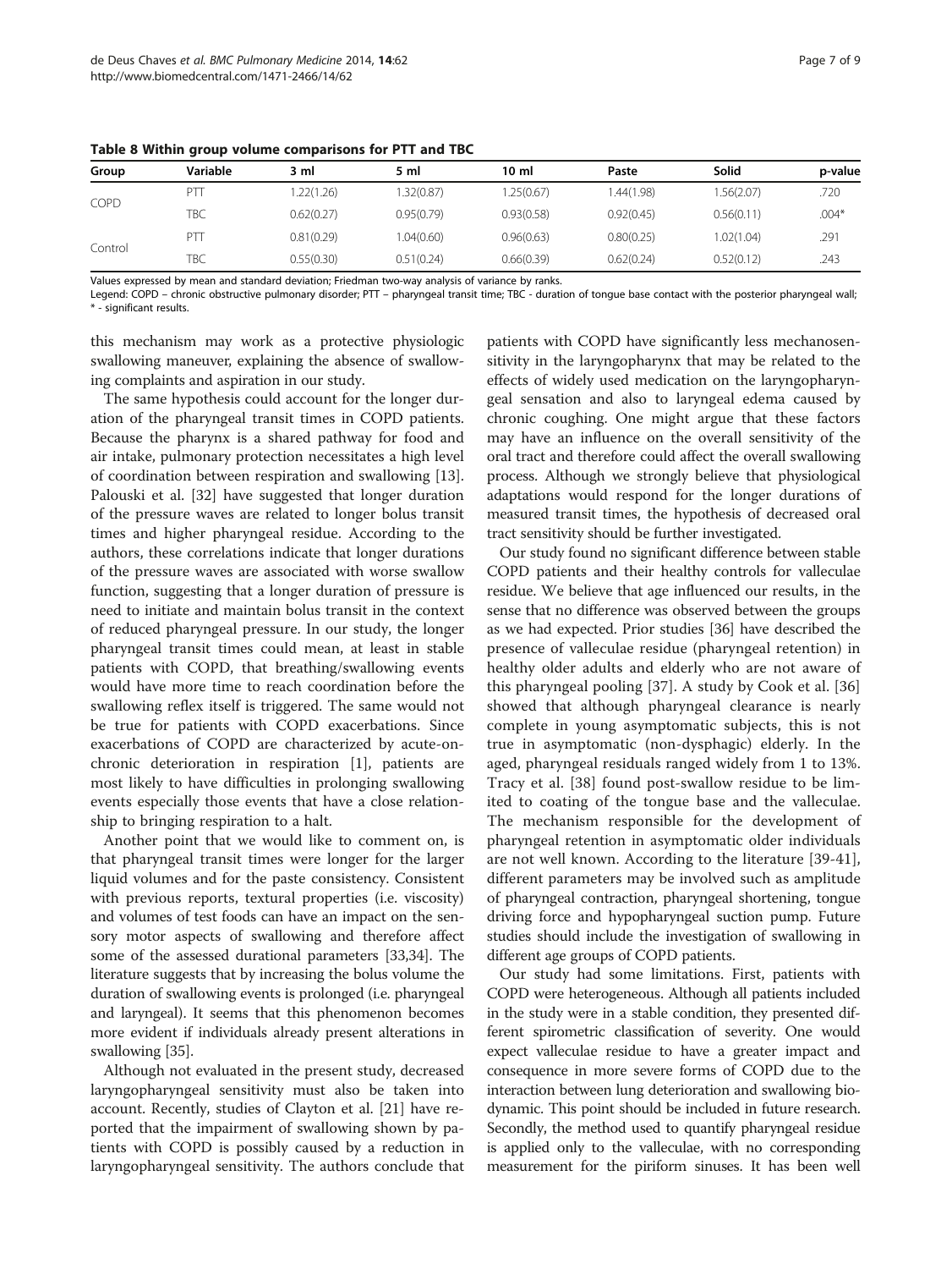**Table 8 Within group volume comparisons for PTT and TBC**

| Group | Variable | 3 ml | 5 ml | 10 ml | Paste | Solid | p-value |
| --- | --- | --- | --- | --- | --- | --- | --- |
| COPD | PTT | 1.22(1.26) | 1.32(0.87) | 1.25(0.67) | 1.44(1.98) | 1.56(2.07) | .720 |
| | TBC | 0.62(0.27) | 0.95(0.79) | 0.93(0.58) | 0.92(0.45) | 0.56(0.11) | .004* |
| Control | PTT | 0.81(0.29) | 1.04(0.60) | 0.96(0.63) | 0.80(0.25) | 1.02(1.04) | .291 |
| | TBC | 0.55(0.30) | 0.51(0.24) | 0.66(0.39) | 0.62(0.24) | 0.52(0.12) | .243 |

Values expressed by mean and standard deviation; Friedman two-way analysis of variance by ranks.
Legend: COPD – chronic obstructive pulmonary disorder; PTT – pharyngeal transit time; TBC - duration of tongue base contact with the posterior pharyngeal wall; * - significant results.

this mechanism may work as a protective physiologic swallowing maneuver, explaining the absence of swallowing complaints and aspiration in our study.

The same hypothesis could account for the longer duration of the pharyngeal transit times in COPD patients. Because the pharynx is a shared pathway for food and air intake, pulmonary protection necessitates a high level of coordination between respiration and swallowing [13]. Palouski et al. [32] have suggested that longer duration of the pressure waves are related to longer bolus transit times and higher pharyngeal residue. According to the authors, these correlations indicate that longer durations of the pressure waves are associated with worse swallow function, suggesting that a longer duration of pressure is need to initiate and maintain bolus transit in the context of reduced pharyngeal pressure. In our study, the longer pharyngeal transit times could mean, at least in stable patients with COPD, that breathing/swallowing events would have more time to reach coordination before the swallowing reflex itself is triggered. The same would not be true for patients with COPD exacerbations. Since exacerbations of COPD are characterized by acute-on-chronic deterioration in respiration [1], patients are most likely to have difficulties in prolonging swallowing events especially those events that have a close relationship to bringing respiration to a halt.

Another point that we would like to comment on, is that pharyngeal transit times were longer for the larger liquid volumes and for the paste consistency. Consistent with previous reports, textural properties (i.e. viscosity) and volumes of test foods can have an impact on the sensory motor aspects of swallowing and therefore affect some of the assessed durational parameters [33,34]. The literature suggests that by increasing the bolus volume the duration of swallowing events is prolonged (i.e. pharyngeal and laryngeal). It seems that this phenomenon becomes more evident if individuals already present alterations in swallowing [35].

Although not evaluated in the present study, decreased laryngopharyngeal sensitivity must also be taken into account. Recently, studies of Clayton et al. [21] have reported that the impairment of swallowing shown by patients with COPD is possibly caused by a reduction in laryngopharyngeal sensitivity. The authors conclude that patients with COPD have significantly less mechanosensitivity in the laryngopharynx that may be related to the effects of widely used medication on the laryngopharyngeal sensation and also to laryngeal edema caused by chronic coughing. One might argue that these factors may have an influence on the overall sensitivity of the oral tract and therefore could affect the overall swallowing process. Although we strongly believe that physiological adaptations would respond for the longer durations of measured transit times, the hypothesis of decreased oral tract sensitivity should be further investigated.

Our study found no significant difference between stable COPD patients and their healthy controls for valleculae residue. We believe that age influenced our results, in the sense that no difference was observed between the groups as we had expected. Prior studies [36] have described the presence of valleculae residue (pharyngeal retention) in healthy older adults and elderly who are not aware of this pharyngeal pooling [37]. A study by Cook et al. [36] showed that although pharyngeal clearance is nearly complete in young asymptomatic subjects, this is not true in asymptomatic (non-dysphagic) elderly. In the aged, pharyngeal residuals ranged widely from 1 to 13%. Tracy et al. [38] found post-swallow residue to be limited to coating of the tongue base and the valleculae. The mechanism responsible for the development of pharyngeal retention in asymptomatic older individuals are not well known. According to the literature [39-41], different parameters may be involved such as amplitude of pharyngeal contraction, pharyngeal shortening, tongue driving force and hypopharyngeal suction pump. Future studies should include the investigation of swallowing in different age groups of COPD patients.

Our study had some limitations. First, patients with COPD were heterogeneous. Although all patients included in the study were in a stable condition, they presented different spirometric classification of severity. One would expect valleculae residue to have a greater impact and consequence in more severe forms of COPD due to the interaction between lung deterioration and swallowing biodynamic. This point should be included in future research. Secondly, the method used to quantify pharyngeal residue is applied only to the valleculae, with no corresponding measurement for the piriform sinuses. It has been well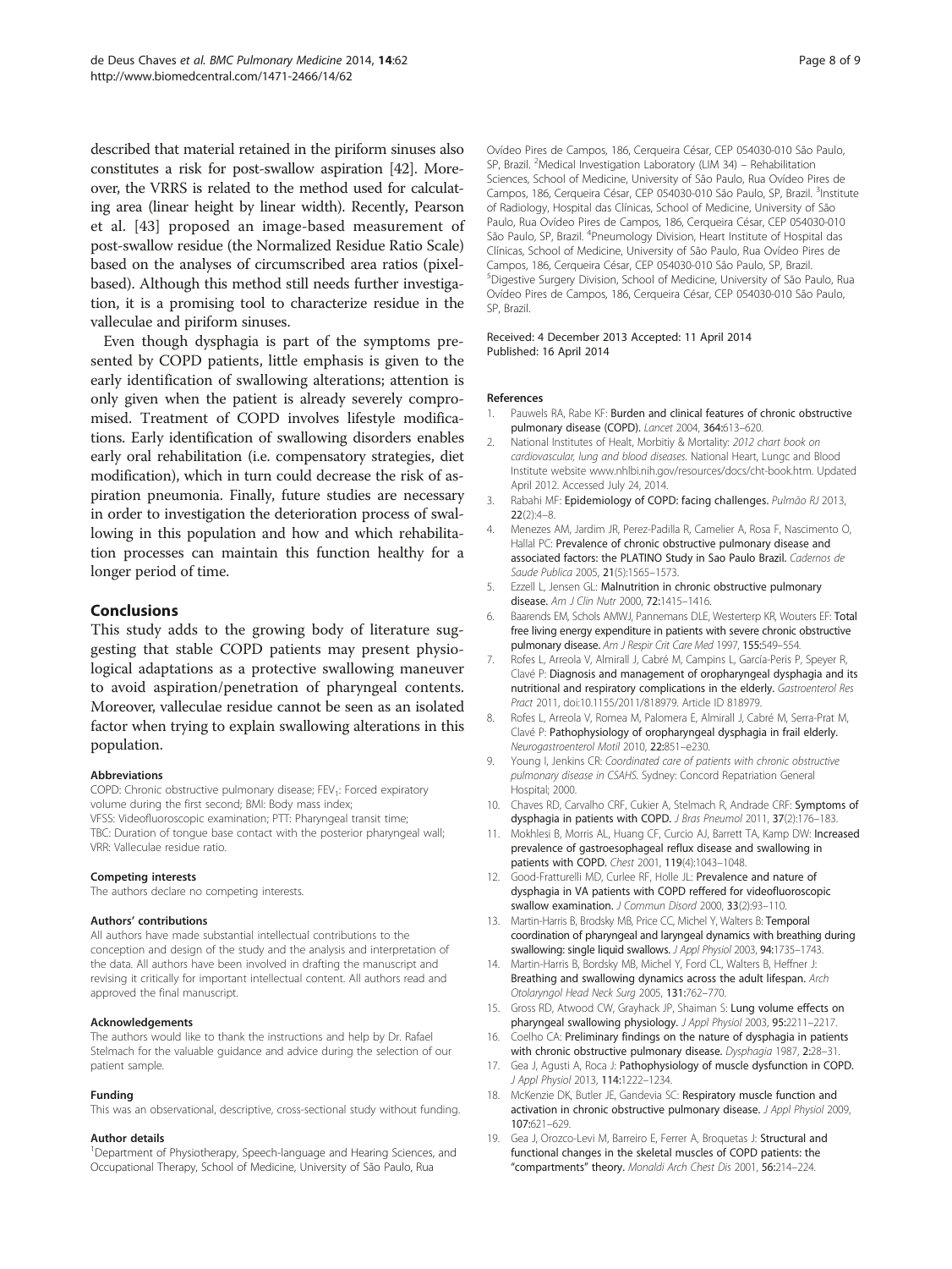described that material retained in the piriform sinuses also constitutes a risk for post-swallow aspiration [42]. Moreover, the VRRS is related to the method used for calculating area (linear height by linear width). Recently, Pearson et al. [43] proposed an image-based measurement of post-swallow residue (the Normalized Residue Ratio Scale) based on the analyses of circumscribed area ratios (pixel-based). Although this method still needs further investigation, it is a promising tool to characterize residue in the valleculae and piriform sinuses.

Even though dysphagia is part of the symptoms presented by COPD patients, little emphasis is given to the early identification of swallowing alterations; attention is only given when the patient is already severely compromised. Treatment of COPD involves lifestyle modifications. Early identification of swallowing disorders enables early oral rehabilitation (i.e. compensatory strategies, diet modification), which in turn could decrease the risk of aspiration pneumonia. Finally, future studies are necessary in order to investigation the deterioration process of swallowing in this population and how and which rehabilitation processes can maintain this function healthy for a longer period of time.

## Conclusions

This study adds to the growing body of literature suggesting that stable COPD patients may present physiological adaptations as a protective swallowing maneuver to avoid aspiration/penetration of pharyngeal contents. Moreover, valleculae residue cannot be seen as an isolated factor when trying to explain swallowing alterations in this population.

#### Abbreviations

COPD: Chronic obstructive pulmonary disease; $FEV_1$: Forced expiratory volume during the first second; BMI: Body mass index; VFSS: Videofluoroscopic examination; PTT: Pharyngeal transit time; TBC: Duration of tongue base contact with the posterior pharyngeal wall; VRR: Valleculae residue ratio.

#### Competing interests

The authors declare no competing interests.

#### Authors' contributions

All authors have made substantial intellectual contributions to the conception and design of the study and the analysis and interpretation of the data. All authors have been involved in drafting the manuscript and revising it critically for important intellectual content. All authors read and approved the final manuscript.

#### Acknowledgements

The authors would like to thank the instructions and help by Dr. Rafael Stelmach for the valuable guidance and advice during the selection of our patient sample.

#### Funding

This was an observational, descriptive, cross-sectional study without funding.

#### Author details

[1]Department of Physiotherapy, Speech-language and Hearing Sciences, and Occupational Therapy, School of Medicine, University of São Paulo, Rua Ovídeo Pires de Campos, 186, Cerqueira César, CEP 054030-010 São Paulo, SP, Brazil. [2]Medical Investigation Laboratory (LIM 34) – Rehabilitation Sciences, School of Medicine, University of São Paulo, Rua Ovídeo Pires de Campos, 186, Cerqueira César, CEP 054030-010 São Paulo, SP, Brazil. [3]Institute of Radiology, Hospital das Clínicas, School of Medicine, University of São Paulo, Rua Ovídeo Pires de Campos, 186, Cerqueira César, CEP 054030-010 São Paulo, SP, Brazil. [4]Pneumology Division, Heart Institute of Hospital das Clínicas, School of Medicine, University of São Paulo, Rua Ovídeo Pires de Campos, 186, Cerqueira César, CEP 054030-010 São Paulo, SP, Brazil. [5]Digestive Surgery Division, School of Medicine, University of São Paulo, Rua Ovídeo Pires de Campos, 186, Cerqueira César, CEP 054030-010 São Paulo, SP, Brazil.

Received: 4 December 2013 Accepted: 11 April 2014
Published: 16 April 2014

#### References

1. Pauwels RA, Rabe KF: **Burden and clinical features of chronic obstructive pulmonary disease (COPD).** *Lancet* 2004, **364:**613–620.
2. National Institutes of Healt, Morbitiy & Mortality: *2012 chart book on cardiovascular, lung and blood diseases.* National Heart, Lungc and Blood Institute website www.nhlbi.nih.gov/resources/docs/cht-book.htm. Updated April 2012. Accessed July 24, 2014.
3. Rabahi MF: **Epidemiology of COPD: facing challenges.** *Pulmão RJ* 2013, **22**(2):4–8.
4. Menezes AM, Jardim JR, Perez-Padilla R, Camelier A, Rosa F, Nascimento O, Hallal PC: **Prevalence of chronic obstructive pulmonary disease and associated factors: the PLATINO Study in Sao Paulo Brazil.** *Cadernos de Saude Publica* 2005, **21**(5):1565–1573.
5. Ezzell L, Jensen GL: **Malnutrition in chronic obstructive pulmonary disease.** *Am J Clin Nutr* 2000, **72:**1415–1416.
6. Baarends EM, Schols AMWJ, Pannemans DLE, Westerterp KR, Wouters EF: **Total free living energy expenditure in patients with severe chronic obstructive pulmonary disease.** *Am J Respir Crit Care Med* 1997, **155:**549–554.
7. Rofes L, Arreola V, Almirall J, Cabré M, Campins L, García-Peris P, Speyer R, Clavé P: **Diagnosis and management of oropharyngeal dysphagia and its nutritional and respiratory complications in the elderly.** *Gastroenterol Res Pract* 2011, doi:10.1155/2011/818979. Article ID 818979.
8. Rofes L, Arreola V, Romea M, Palomera E, Almirall J, Cabré M, Serra-Prat M, Clavé P: **Pathophysiology of oropharyngeal dysphagia in frail elderly.** *Neurogastroenterol Motil* 2010, **22:**851–e230.
9. Young I, Jenkins CR: *Coordinated care of patients with chronic obstructive pulmonary disease in CSAHS.* Sydney: Concord Repatriation General Hospital; 2000.
10. Chaves RD, Carvalho CRF, Cukier A, Stelmach R, Andrade CRF: **Symptoms of dysphagia in patients with COPD.** *J Bras Pneumol* 2011, **37**(2):176–183.
11. Mokhlesi B, Morris AL, Huang CF, Curcio AJ, Barrett TA, Kamp DW: **Increased prevalence of gastroesophageal reflux disease and swallowing in patients with COPD.** *Chest* 2001, **119**(4):1043–1048.
12. Good-Fratturelli MD, Curlee RF, Holle JL: **Prevalence and nature of dysphagia in VA patients with COPD reffered for videofluoroscopic swallow examination.** *J Commun Disord* 2000, **33**(2):93–110.
13. Martin-Harris B, Brodsky MB, Price CC, Michel Y, Walters B: **Temporal coordination of pharyngeal and laryngeal dynamics with breathing during swallowing: single liquid swallows.** *J Appl Physiol* 2003, **94:**1735–1743.
14. Martin-Harris B, Bordsky MB, Michel Y, Ford CL, Walters B, Heffner J: **Breathing and swallowing dynamics across the adult lifespan.** *Arch Otolaryngol Head Neck Surg* 2005, **131:**762–770.
15. Gross RD, Atwood CW, Grayhack JP, Shaiman S: **Lung volume effects on pharyngeal swallowing physiology.** *J Appl Physiol* 2003, **95:**2211–2217.
16. Coelho CA: **Preliminary findings on the nature of dysphagia in patients with chronic obstructive pulmonary disease.** *Dysphagia* 1987, **2:**28–31.
17. Gea J, Agusti A, Roca J: **Pathophysiology of muscle dysfunction in COPD.** *J Appl Physiol* 2013, **114:**1222–1234.
18. McKenzie DK, Butler JE, Gandevia SC: **Respiratory muscle function and activation in chronic obstructive pulmonary disease.** *J Appl Physiol* 2009, **107:**621–629.
19. Gea J, Orozco-Levi M, Barreiro E, Ferrer A, Broquetas J: **Structural and functional changes in the skeletal muscles of COPD patients: the "compartments" theory.** *Monaldi Arch Chest Dis* 2001, **56:**214–224.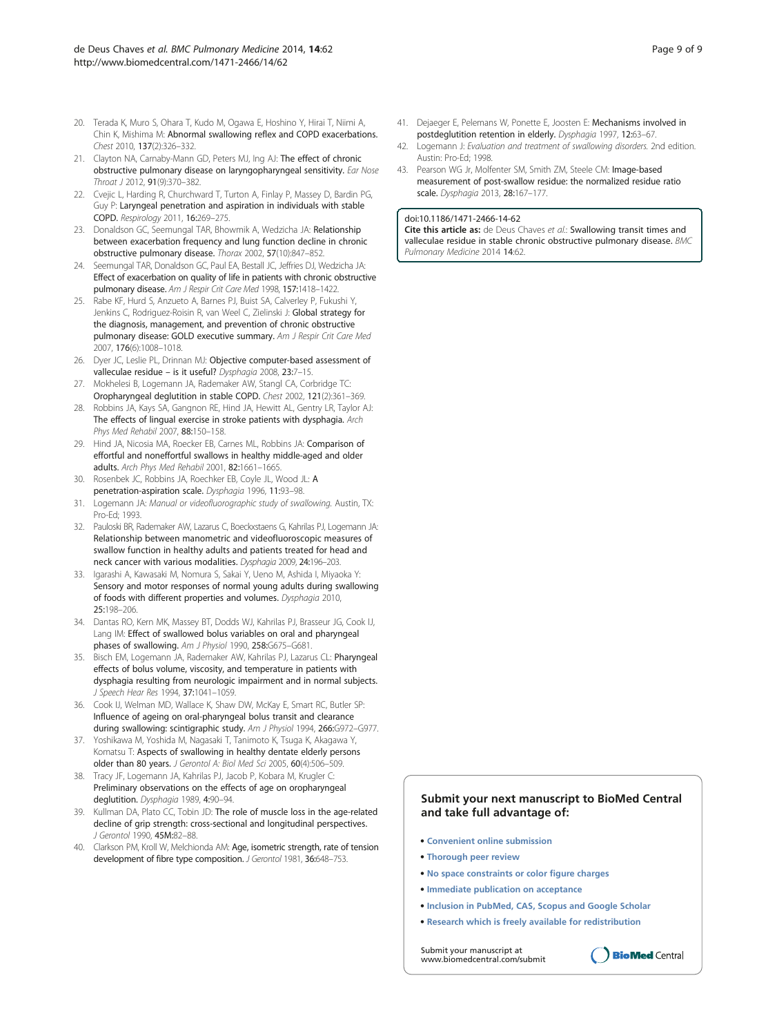20. Terada K, Muro S, Ohara T, Kudo M, Ogawa E, Hoshino Y, Hirai T, Niimi A, Chin K, Mishima M: Abnormal swallowing reflex and COPD exacerbations. *Chest* 2010, 137(2):326–332.
21. Clayton NA, Carnaby-Mann GD, Peters MJ, Ing AJ: The effect of chronic obstructive pulmonary disease on laryngopharyngeal sensitivity. *Ear Nose Throat J* 2012, 91(9):370–382.
22. Cvejic L, Harding R, Churchward T, Turton A, Finlay P, Massey D, Bardin PG, Guy P: Laryngeal penetration and aspiration in individuals with stable COPD. *Respirology* 2011, 16:269–275.
23. Donaldson GC, Seemungal TAR, Bhowmik A, Wedzicha JA: Relationship between exacerbation frequency and lung function decline in chronic obstructive pulmonary disease. *Thorax* 2002, 57(10):847–852.
24. Seemungal TAR, Donaldson GC, Paul EA, Bestall JC, Jeffries DJ, Wedzicha JA: Effect of exacerbation on quality of life in patients with chronic obstructive pulmonary disease. *Am J Respir Crit Care Med* 1998, 157:1418–1422.
25. Rabe KF, Hurd S, Anzueto A, Barnes PJ, Buist SA, Calverley P, Fukushi Y, Jenkins C, Rodriguez-Roisin R, van Weel C, Zielinski J: Global strategy for the diagnosis, management, and prevention of chronic obstructive pulmonary disease: GOLD executive summary. *Am J Respir Crit Care Med* 2007, 176(6):1008–1018.
26. Dyer JC, Leslie PL, Drinnan MJ: Objective computer-based assessment of valleculae residue – is it useful? *Dysphagia* 2008, 23:7–15.
27. Mokhelesi B, Logemann JA, Rademaker AW, Stangl CA, Corbridge TC: Oropharyngeal deglutition in stable COPD. *Chest* 2002, 121(2):361–369.
28. Robbins JA, Kays SA, Gangnon RE, Hind JA, Hewitt AL, Gentry LR, Taylor AJ: The effects of lingual exercise in stroke patients with dysphagia. *Arch Phys Med Rehabil* 2007, 88:150–158.
29. Hind JA, Nicosia MA, Roecker EB, Carnes ML, Robbins JA: Comparison of effortful and noneffortful swallows in healthy middle-aged and older adults. *Arch Phys Med Rehabil* 2001, 82:1661–1665.
30. Rosenbek JC, Robbins JA, Roechker EB, Coyle JL, Wood JL: A penetration-aspiration scale. *Dysphagia* 1996, 11:93–98.
31. Logemann JA: *Manual or videofluorographic study of swallowing.* Austin, TX: Pro-Ed; 1993.
32. Pauloski BR, Rademaker AW, Lazarus C, Boeckxstaens G, Kahrilas PJ, Logemann JA: Relationship between manometric and videofluoroscopic measures of swallow function in healthy adults and patients treated for head and neck cancer with various modalities. *Dysphagia* 2009, 24:196–203.
33. Igarashi A, Kawasaki M, Nomura S, Sakai Y, Ueno M, Ashida I, Miyaoka Y: Sensory and motor responses of normal young adults during swallowing of foods with different properties and volumes. *Dysphagia* 2010, 25:198–206.
34. Dantas RO, Kern MK, Massey BT, Dodds WJ, Kahrilas PJ, Brasseur JG, Cook IJ, Lang IM: Effect of swallowed bolus variables on oral and pharyngeal phases of swallowing. *Am J Physiol* 1990, 258:G675–G681.
35. Bisch EM, Logemann JA, Rademaker AW, Kahrilas PJ, Lazarus CL: Pharyngeal effects of bolus volume, viscosity, and temperature in patients with dysphagia resulting from neurologic impairment and in normal subjects. *J Speech Hear Res* 1994, 37:1041–1059.
36. Cook IJ, Welman MD, Wallace K, Shaw DW, McKay E, Smart RC, Butler SP: Influence of ageing on oral-pharyngeal bolus transit and clearance during swallowing: scintigraphic study. *Am J Physiol* 1994, 266:G972–G977.
37. Yoshikawa M, Yoshida M, Nagasaki T, Tanimoto K, Tsuga K, Akagawa Y, Komatsu T: Aspects of swallowing in healthy dentate elderly persons older than 80 years. *J Gerontol A: Biol Med Sci* 2005, 60(4):506–509.
38. Tracy JF, Logemann JA, Kahrilas PJ, Jacob P, Kobara M, Krugler C: Preliminary observations on the effects of age on oropharyngeal deglutition. *Dysphagia* 1989, 4:90–94.
39. Kullman DA, Plato CC, Tobin JD: The role of muscle loss in the age-related decline of grip strength: cross-sectional and longitudinal perspectives. *J Gerontol* 1990, 45M:82–88.
40. Clarkson PM, Kroll W, Melchionda AM: Age, isometric strength, rate of tension development of fibre type composition. *J Gerontol* 1981, 36:648–753.
41. Dejaeger E, Pelemans W, Ponette E, Joosten E: Mechanisms involved in postdeglutition retention in elderly. *Dysphagia* 1997, 12:63–67.
42. Logemann J: *Evaluation and treatment of swallowing disorders.* 2nd edition. Austin: Pro-Ed; 1998.
43. Pearson WG Jr, Molfenter SM, Smith ZM, Steele CM: Image-based measurement of post-swallow residue: the normalized residue ratio scale. *Dysphagia* 2013, 28:167–177.

doi:10.1186/1471-2466-14-62

**Cite this article as:** de Deus Chaves *et al.*: Swallowing transit times and valleculae residue in stable chronic obstructive pulmonary disease. *BMC Pulmonary Medicine* 2014 14:62.

**Submit your next manuscript to BioMed Central and take full advantage of:**

- **Convenient online submission**
- **Thorough peer review**
- **No space constraints or color figure charges**
- **Immediate publication on acceptance**
- **Inclusion in PubMed, CAS, Scopus and Google Scholar**
- **Research which is freely available for redistribution**

Submit your manuscript at www.biomedcentral.com/submit

BioMed Central